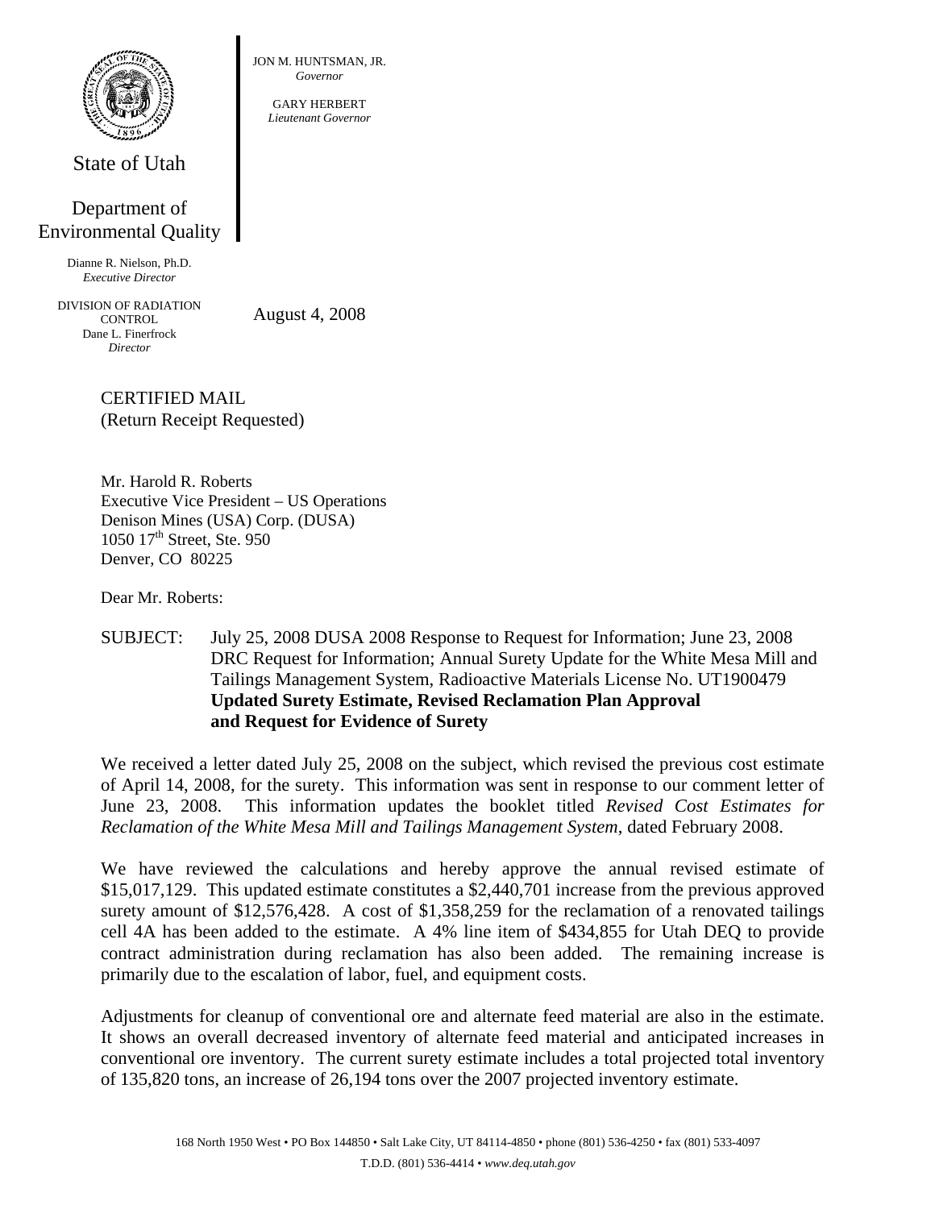State of Utah

Department of Environmental Quality

Dianne R. Nielson, Ph.D.
*Executive Director*

DIVISION OF RADIATION CONTROL
Dane L. Finerfrock
*Director*

JON M. HUNTSMAN, JR.
*Governor*

GARY HERBERT
*Lieutenant Governor*

August 4, 2008

CERTIFIED MAIL
(Return Receipt Requested)

Mr. Harold R. Roberts
Executive Vice President – US Operations
Denison Mines (USA) Corp. (DUSA)
1050 17th Street, Ste. 950
Denver, CO 80225

Dear Mr. Roberts:

SUBJECT: July 25, 2008 DUSA 2008 Response to Request for Information; June 23, 2008 DRC Request for Information; Annual Surety Update for the White Mesa Mill and Tailings Management System, Radioactive Materials License No. UT1900479
**Updated Surety Estimate, Revised Reclamation Plan Approval and Request for Evidence of Surety**

We received a letter dated July 25, 2008 on the subject, which revised the previous cost estimate of April 14, 2008, for the surety. This information was sent in response to our comment letter of June 23, 2008. This information updates the booklet titled *Revised Cost Estimates for Reclamation of the White Mesa Mill and Tailings Management System*, dated February 2008.

We have reviewed the calculations and hereby approve the annual revised estimate of $15,017,129. This updated estimate constitutes a $2,440,701 increase from the previous approved surety amount of $12,576,428. A cost of $1,358,259 for the reclamation of a renovated tailings cell 4A has been added to the estimate. A 4% line item of $434,855 for Utah DEQ to provide contract administration during reclamation has also been added. The remaining increase is primarily due to the escalation of labor, fuel, and equipment costs.

Adjustments for cleanup of conventional ore and alternate feed material are also in the estimate. It shows an overall decreased inventory of alternate feed material and anticipated increases in conventional ore inventory. The current surety estimate includes a total projected total inventory of 135,820 tons, an increase of 26,194 tons over the 2007 projected inventory estimate.

168 North 1950 West • PO Box 144850 • Salt Lake City, UT 84114-4850 • phone (801) 536-4250 • fax (801) 533-4097
T.D.D. (801) 536-4414 • *www.deq.utah.gov*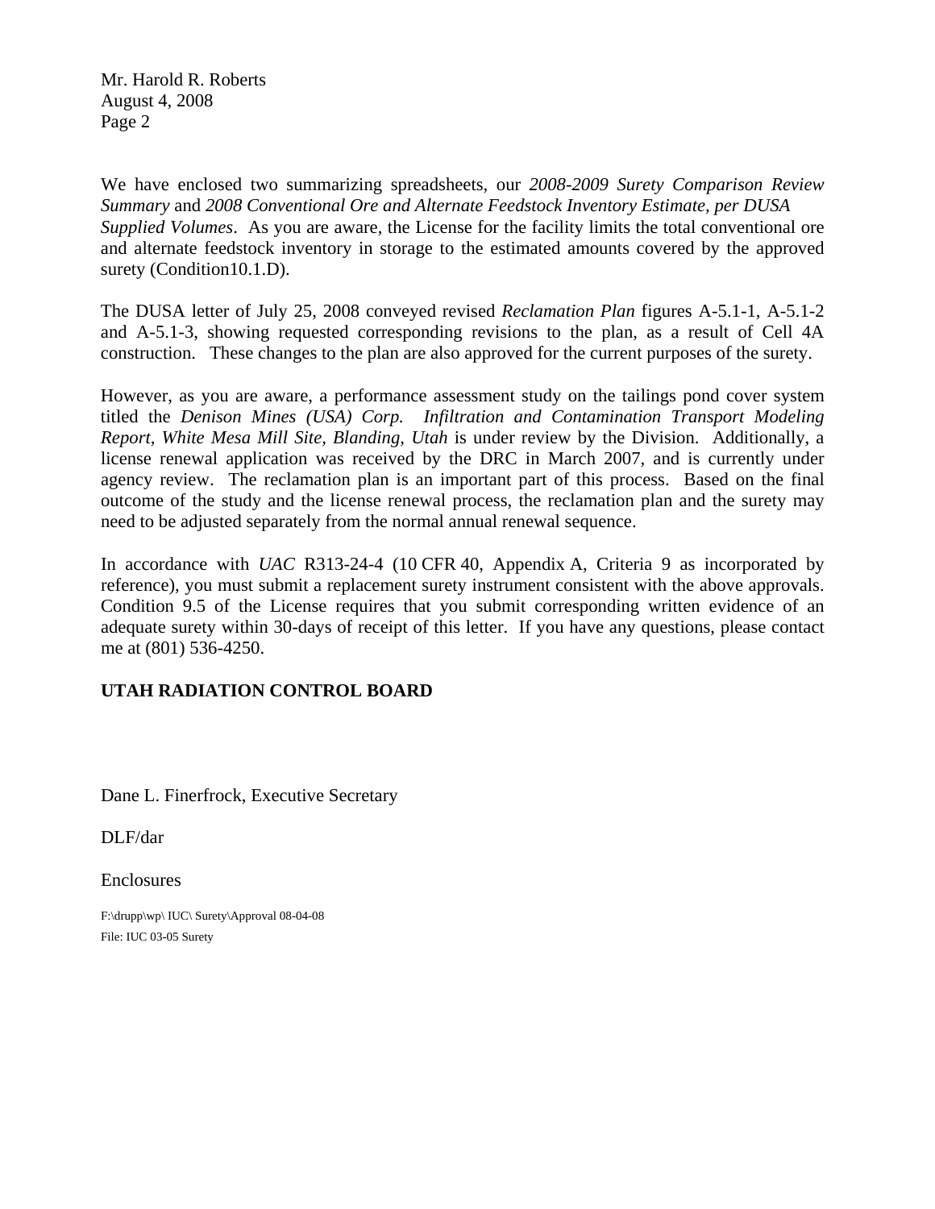We have enclosed two summarizing spreadsheets, our *2008-2009 Surety Comparison Review Summary* and *2008 Conventional Ore and Alternate Feedstock Inventory Estimate, per DUSA Supplied Volumes*. As you are aware, the License for the facility limits the total conventional ore and alternate feedstock inventory in storage to the estimated amounts covered by the approved surety (Condition10.1.D).

The DUSA letter of July 25, 2008 conveyed revised *Reclamation Plan* figures A-5.1-1, A-5.1-2 and A-5.1-3, showing requested corresponding revisions to the plan, as a result of Cell 4A construction. These changes to the plan are also approved for the current purposes of the surety.

However, as you are aware, a performance assessment study on the tailings pond cover system titled the *Denison Mines (USA) Corp. Infiltration and Contamination Transport Modeling Report, White Mesa Mill Site, Blanding, Utah* is under review by the Division. Additionally, a license renewal application was received by the DRC in March 2007, and is currently under agency review. The reclamation plan is an important part of this process. Based on the final outcome of the study and the license renewal process, the reclamation plan and the surety may need to be adjusted separately from the normal annual renewal sequence.

In accordance with *UAC* R313-24-4 (10 CFR 40, Appendix A, Criteria 9 as incorporated by reference), you must submit a replacement surety instrument consistent with the above approvals. Condition 9.5 of the License requires that you submit corresponding written evidence of an adequate surety within 30-days of receipt of this letter. If you have any questions, please contact me at (801) 536-4250.

**UTAH RADIATION CONTROL BOARD**

Dane L. Finerfrock, Executive Secretary

DLF/dar

Enclosures

F:\drupp\wp\ IUC\ Surety\Approval 08-04-08
File: IUC 03-05 Surety